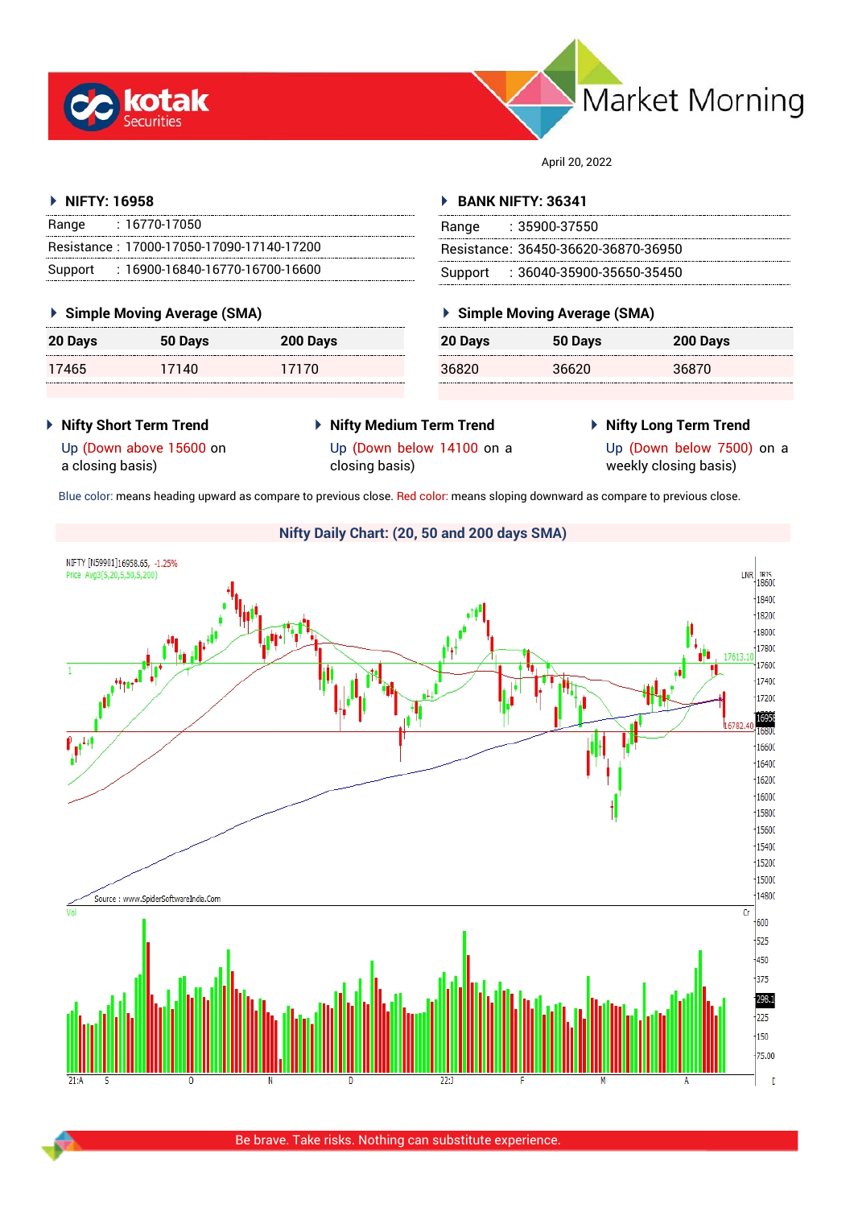# Market Morning

April 20, 2022

## NIFTY: 16958

| | |
|---|---|
| Range | : 16770-17050 |
| Resistance | : 17000-17050-17090-17140-17200 |
| Support | : 16900-16840-16770-16700-16600 |

### Simple Moving Average (SMA)

| 20 Days | 50 Days | 200 Days |
|---|---|---|
| 17465 | 17140 | 17170 |

## BANK NIFTY: 36341

| | |
|---|---|
| Range | : 35900-37550 |
| Resistance | : 36450-36620-36870-36950 |
| Support | : 36040-35900-35650-35450 |

### Simple Moving Average (SMA)

| 20 Days | 50 Days | 200 Days |
|---|---|---|
| 36820 | 36620 | 36870 |

### Nifty Short Term Trend

Up (Down above 15600 on a closing basis)

### Nifty Medium Term Trend

Up (Down below 14100 on a closing basis)

### Nifty Long Term Trend

Up (Down below 7500) on a weekly closing basis)

Blue color: means heading upward as compare to previous close. Red color: means sloping downward as compare to previous close.

### Nifty Daily Chart: (20, 50 and 200 days SMA)

Be brave. Take risks. Nothing can substitute experience.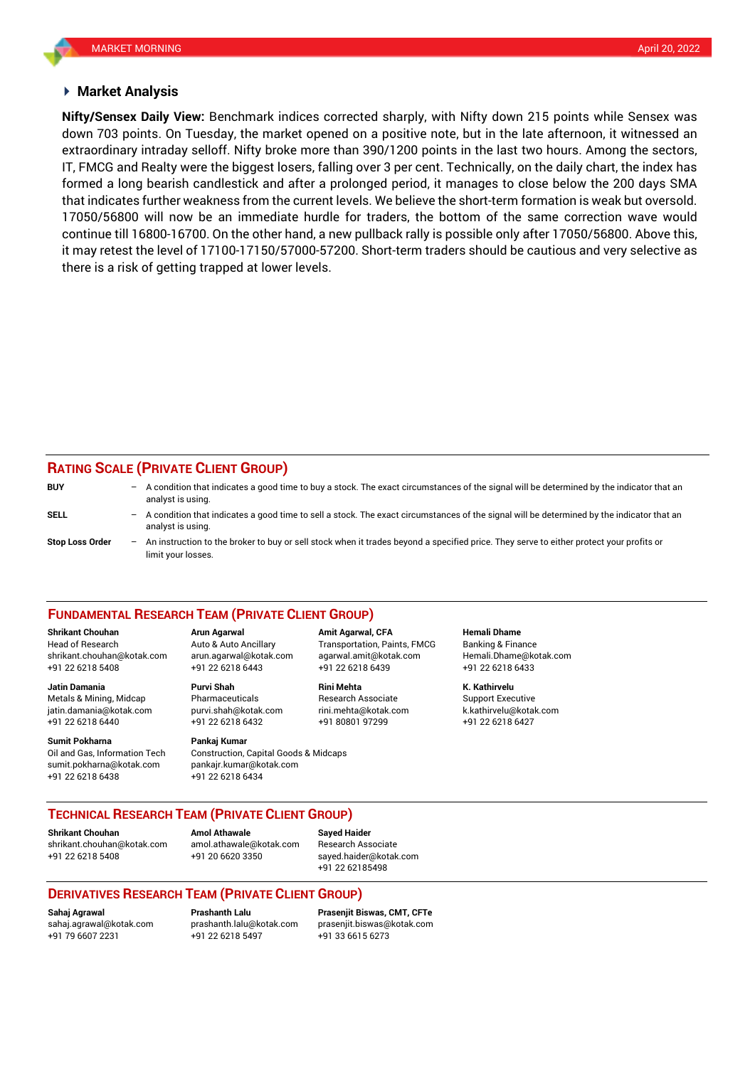## Market Analysis

**Nifty/Sensex Daily View:** Benchmark indices corrected sharply, with Nifty down 215 points while Sensex was down 703 points. On Tuesday, the market opened on a positive note, but in the late afternoon, it witnessed an extraordinary intraday selloff. Nifty broke more than 390/1200 points in the last two hours. Among the sectors, IT, FMCG and Realty were the biggest losers, falling over 3 per cent. Technically, on the daily chart, the index has formed a long bearish candlestick and after a prolonged period, it manages to close below the 200 days SMA that indicates further weakness from the current levels. We believe the short-term formation is weak but oversold. 17050/56800 will now be an immediate hurdle for traders, the bottom of the same correction wave would continue till 16800-16700. On the other hand, a new pullback rally is possible only after 17050/56800. Above this, it may retest the level of 17100-17150/57000-57200. Short-term traders should be cautious and very selective as there is a risk of getting trapped at lower levels.

## RATING SCALE (PRIVATE CLIENT GROUP)

**BUY** – A condition that indicates a good time to buy a stock. The exact circumstances of the signal will be determined by the indicator that an analyst is using.

**SELL** – A condition that indicates a good time to sell a stock. The exact circumstances of the signal will be determined by the indicator that an analyst is using.

**Stop Loss Order** – An instruction to the broker to buy or sell stock when it trades beyond a specified price. They serve to either protect your profits or limit your losses.

## FUNDAMENTAL RESEARCH TEAM (PRIVATE CLIENT GROUP)

**Shrikant Chouhan**
Head of Research
shrikant.chouhan@kotak.com
+91 22 6218 5408

**Arun Agarwal**
Auto & Auto Ancillary
arun.agarwal@kotak.com
+91 22 6218 6443

**Amit Agarwal, CFA**
Transportation, Paints, FMCG
agarwal.amit@kotak.com
+91 22 6218 6439

**Hemali Dhame**
Banking & Finance
Hemali.Dhame@kotak.com
+91 22 6218 6433

**Jatin Damania**
Metals & Mining, Midcap
jatin.damania@kotak.com
+91 22 6218 6440

**Purvi Shah**
Pharmaceuticals
purvi.shah@kotak.com
+91 22 6218 6432

**Rini Mehta**
Research Associate
rini.mehta@kotak.com
+91 80801 97299

**K. Kathirvelu**
Support Executive
k.kathirvelu@kotak.com
+91 22 6218 6427

**Sumit Pokharna**
Oil and Gas, Information Tech
sumit.pokharna@kotak.com
+91 22 6218 6438

**Pankaj Kumar**
Construction, Capital Goods & Midcaps
pankajr.kumar@kotak.com
+91 22 6218 6434

## TECHNICAL RESEARCH TEAM (PRIVATE CLIENT GROUP)

**Shrikant Chouhan**
shrikant.chouhan@kotak.com
+91 22 6218 5408

**Amol Athawale**
amol.athawale@kotak.com
+91 20 6620 3350

**Sayed Haider**
Research Associate
sayed.haider@kotak.com
+91 22 62185498

## DERIVATIVES RESEARCH TEAM (PRIVATE CLIENT GROUP)

**Sahaj Agrawal**
sahaj.agrawal@kotak.com
+91 79 6607 2231

**Prashanth Lalu**
prashanth.lalu@kotak.com
+91 22 6218 5497

**Prasenjit Biswas, CMT, CFTe**
prasenjit.biswas@kotak.com
+91 33 6615 6273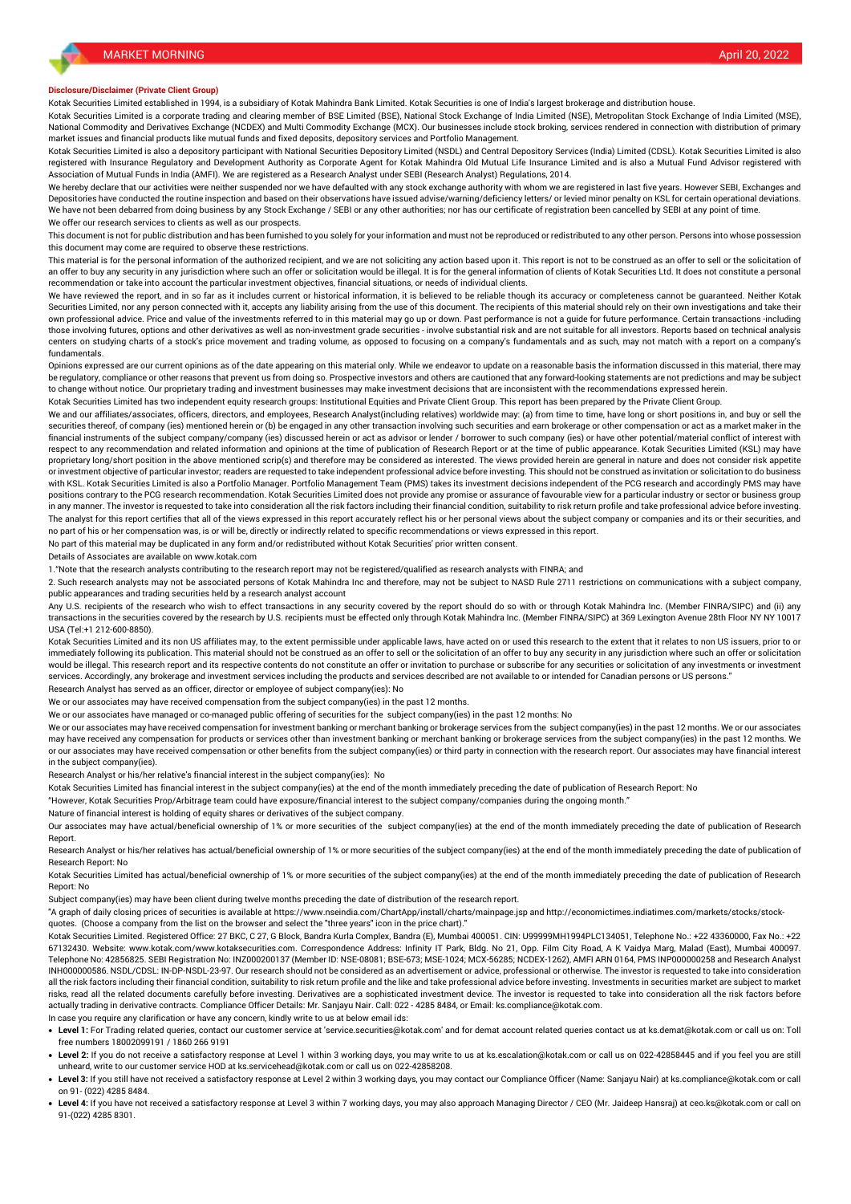**Disclosure/Disclaimer (Private Client Group)**

Kotak Securities Limited established in 1994, is a subsidiary of Kotak Mahindra Bank Limited. Kotak Securities is one of India's largest brokerage and distribution house.

Kotak Securities Limited is a corporate trading and clearing member of BSE Limited (BSE), National Stock Exchange of India Limited (NSE), Metropolitan Stock Exchange of India Limited (MSE), National Commodity and Derivatives Exchange (NCDEX) and Multi Commodity Exchange (MCX). Our businesses include stock broking, services rendered in connection with distribution of primary market issues and financial products like mutual funds and fixed deposits, depository services and Portfolio Management.

Kotak Securities Limited is also a depository participant with National Securities Depository Limited (NSDL) and Central Depository Services (India) Limited (CDSL). Kotak Securities Limited is also registered with Insurance Regulatory and Development Authority as Corporate Agent for Kotak Mahindra Old Mutual Life Insurance Limited and is also a Mutual Fund Advisor registered with Association of Mutual Funds in India (AMFI). We are registered as a Research Analyst under SEBI (Research Analyst) Regulations, 2014.

We hereby declare that our activities were neither suspended nor we have defaulted with any stock exchange authority with whom we are registered in last five years. However SEBI, Exchanges and Depositories have conducted the routine inspection and based on their observations have issued advise/warning/deficiency letters/ or levied minor penalty on KSL for certain operational deviations. We have not been debarred from doing business by any Stock Exchange / SEBI or any other authorities; nor has our certificate of registration been cancelled by SEBI at any point of time.

We offer our research services to clients as well as our prospects.

This document is not for public distribution and has been furnished to you solely for your information and must not be reproduced or redistributed to any other person. Persons into whose possession this document may come are required to observe these restrictions.

This material is for the personal information of the authorized recipient, and we are not soliciting any action based upon it. This report is not to be construed as an offer to sell or the solicitation of an offer to buy any security in any jurisdiction where such an offer or solicitation would be illegal. It is for the general information of clients of Kotak Securities Ltd. It does not constitute a personal recommendation or take into account the particular investment objectives, financial situations, or needs of individual clients.

We have reviewed the report, and in so far as it includes current or historical information, it is believed to be reliable though its accuracy or completeness cannot be guaranteed. Neither Kotak Securities Limited, nor any person connected with it, accepts any liability arising from the use of this document. The recipients of this material should rely on their own investigations and take their own professional advice. Price and value of the investments referred to in this material may go up or down. Past performance is not a guide for future performance. Certain transactions -including those involving futures, options and other derivatives as well as non-investment grade securities - involve substantial risk and are not suitable for all investors. Reports based on technical analysis centers on studying charts of a stock's price movement and trading volume, as opposed to focusing on a company's fundamentals and as such, may not match with a report on a company's fundamentals.

Opinions expressed are our current opinions as of the date appearing on this material only. While we endeavor to update on a reasonable basis the information discussed in this material, there may be regulatory, compliance or other reasons that prevent us from doing so. Prospective investors and others are cautioned that any forward-looking statements are not predictions and may be subject to change without notice. Our proprietary trading and investment businesses may make investment decisions that are inconsistent with the recommendations expressed herein.

Kotak Securities Limited has two independent equity research groups: Institutional Equities and Private Client Group. This report has been prepared by the Private Client Group.

We and our affiliates/associates, officers, directors, and employees, Research Analyst(including relatives) worldwide may: (a) from time to time, have long or short positions in, and buy or sell the securities thereof, of company (ies) mentioned herein or (b) be engaged in any other transaction involving such securities and earn brokerage or other compensation or act as a market maker in the financial instruments of the subject company/company (ies) discussed herein or act as advisor or lender / borrower to such company (ies) or have other potential/material conflict of interest with respect to any recommendation and related information and opinions at the time of publication of Research Report or at the time of public appearance. Kotak Securities Limited (KSL) may have proprietary long/short position in the above mentioned scrip(s) and therefore may be considered as interested. The views provided herein are general in nature and does not consider risk appetite or investment objective of particular investor; readers are requested to take independent professional advice before investing. This should not be construed as invitation or solicitation to do business with KSL. Kotak Securities Limited is also a Portfolio Manager. Portfolio Management Team (PMS) takes its investment decisions independent of the PCG research and accordingly PMS may have positions contrary to the PCG research recommendation. Kotak Securities Limited does not provide any promise or assurance of favourable view for a particular industry or sector or business group in any manner. The investor is requested to take into consideration all the risk factors including their financial condition, suitability to risk return profile and take professional advice before investing.

The analyst for this report certifies that all of the views expressed in this report accurately reflect his or her personal views about the subject company or companies and its or their securities, and no part of his or her compensation was, is or will be, directly or indirectly related to specific recommendations or views expressed in this report.

No part of this material may be duplicated in any form and/or redistributed without Kotak Securities' prior written consent.

Details of Associates are available on www.kotak.com

1."Note that the research analysts contributing to the research report may not be registered/qualified as research analysts with FINRA; and

2. Such research analysts may not be associated persons of Kotak Mahindra Inc and therefore, may not be subject to NASD Rule 2711 restrictions on communications with a subject company, public appearances and trading securities held by a research analyst account

Any U.S. recipients of the research who wish to effect transactions in any security covered by the report should do so with or through Kotak Mahindra Inc. (Member FINRA/SIPC) and (ii) any transactions in the securities covered by the research by U.S. recipients must be effected only through Kotak Mahindra Inc. (Member FINRA/SIPC) at 369 Lexington Avenue 28th Floor NY NY 10017 USA (Tel:+1 212-600-8850).

Kotak Securities Limited and its non US affiliates may, to the extent permissible under applicable laws, have acted on or used this research to the extent that it relates to non US issuers, prior to or immediately following its publication. This material should not be construed as an offer to sell or the solicitation of an offer to buy any security in any jurisdiction where such an offer or solicitation would be illegal. This research report and its respective contents do not constitute an offer or invitation to purchase or subscribe for any securities or solicitation of any investments or investment services. Accordingly, any brokerage and investment services including the products and services described are not available to or intended for Canadian persons or US persons."

Research Analyst has served as an officer, director or employee of subject company(ies): No

We or our associates may have received compensation from the subject company(ies) in the past 12 months.

We or our associates have managed or co-managed public offering of securities for the subject company(ies) in the past 12 months: No

We or our associates may have received compensation for investment banking or merchant banking or brokerage services from the subject company(ies) in the past 12 months. We or our associates may have received any compensation for products or services other than investment banking or merchant banking or brokerage services from the subject company(ies) in the past 12 months. We or our associates may have received compensation or other benefits from the subject company(ies) or third party in connection with the research report. Our associates may have financial interest in the subject company(ies).

Research Analyst or his/her relative's financial interest in the subject company(ies): No

Kotak Securities Limited has financial interest in the subject company(ies) at the end of the month immediately preceding the date of publication of Research Report: No

"However, Kotak Securities Prop/Arbitrage team could have exposure/financial interest to the subject company/companies during the ongoing month."

Nature of financial interest is holding of equity shares or derivatives of the subject company.

Our associates may have actual/beneficial ownership of 1% or more securities of the subject company(ies) at the end of the month immediately preceding the date of publication of Research Report.

Research Analyst or his/her relatives has actual/beneficial ownership of 1% or more securities of the subject company(ies) at the end of the month immediately preceding the date of publication of Research Report: No

Kotak Securities Limited has actual/beneficial ownership of 1% or more securities of the subject company(ies) at the end of the month immediately preceding the date of publication of Research Report: No

Subject company(ies) may have been client during twelve months preceding the date of distribution of the research report.

"A graph of daily closing prices of securities is available at https://www.nseindia.com/ChartApp/install/charts/mainpage.jsp and http://economictimes.indiatimes.com/markets/stocks/stock-quotes. (Choose a company from the list on the browser and select the "three years" icon in the price chart)."

Kotak Securities Limited. Registered Office: 27 BKC, C 27, G Block, Bandra Kurla Complex, Bandra (E), Mumbai 400051. CIN: U99999MH1994PLC134051, Telephone No.: +22 43360000, Fax No.: +22 67132430. Website: www.kotak.com/www.kotaksecurities.com. Correspondence Address: Infinity IT Park, Bldg. No 21, Opp. Film City Road, A K Vaidya Marg, Malad (East), Mumbai 400097. Telephone No: 42856825. SEBI Registration No: INZ000200137 (Member ID: NSE-08081; BSE-673; MSE-1024; MCX-56285; NCDEX-1262), AMFI ARN 0164, PMS INP000000258 and Research Analyst INH000000586. NSDL/CDSL: IN-DP-NSDL-23-97. Our research should not be considered as an advertisement or advice, professional or otherwise. The investor is requested to take into consideration all the risk factors including their financial condition, suitability to risk return profile and the like and take professional advice before investing. Investments in securities market are subject to market risks, read all the related documents carefully before investing. Derivatives are a sophisticated investment device. The investor is requested to take into consideration all the risk factors before actually trading in derivative contracts. Compliance Officer Details: Mr. Sanjayu Nair. Call: 022 - 4285 8484, or Email: ks.compliance@kotak.com.

In case you require any clarification or have any concern, kindly write to us at below email ids:

- **Level 1:** For Trading related queries, contact our customer service at 'service.securities@kotak.com' and for demat account related queries contact us at ks.demat@kotak.com or call us on: Toll free numbers 18002099191 / 1860 266 9191
- **Level 2:** If you do not receive a satisfactory response at Level 1 within 3 working days, you may write to us at ks.escalation@kotak.com or call us on 022-42858445 and if you feel you are still unheard, write to our customer service HOD at ks.servicehead@kotak.com or call us on 022-42858208.
- **Level 3:** If you still have not received a satisfactory response at Level 2 within 3 working days, you may contact our Compliance Officer (Name: Sanjayu Nair) at ks.compliance@kotak.com or call on 91- (022) 4285 8484.
- **Level 4:** If you have not received a satisfactory response at Level 3 within 7 working days, you may also approach Managing Director / CEO (Mr. Jaideep Hansraj) at ceo.ks@kotak.com or call on 91-(022) 4285 8301.